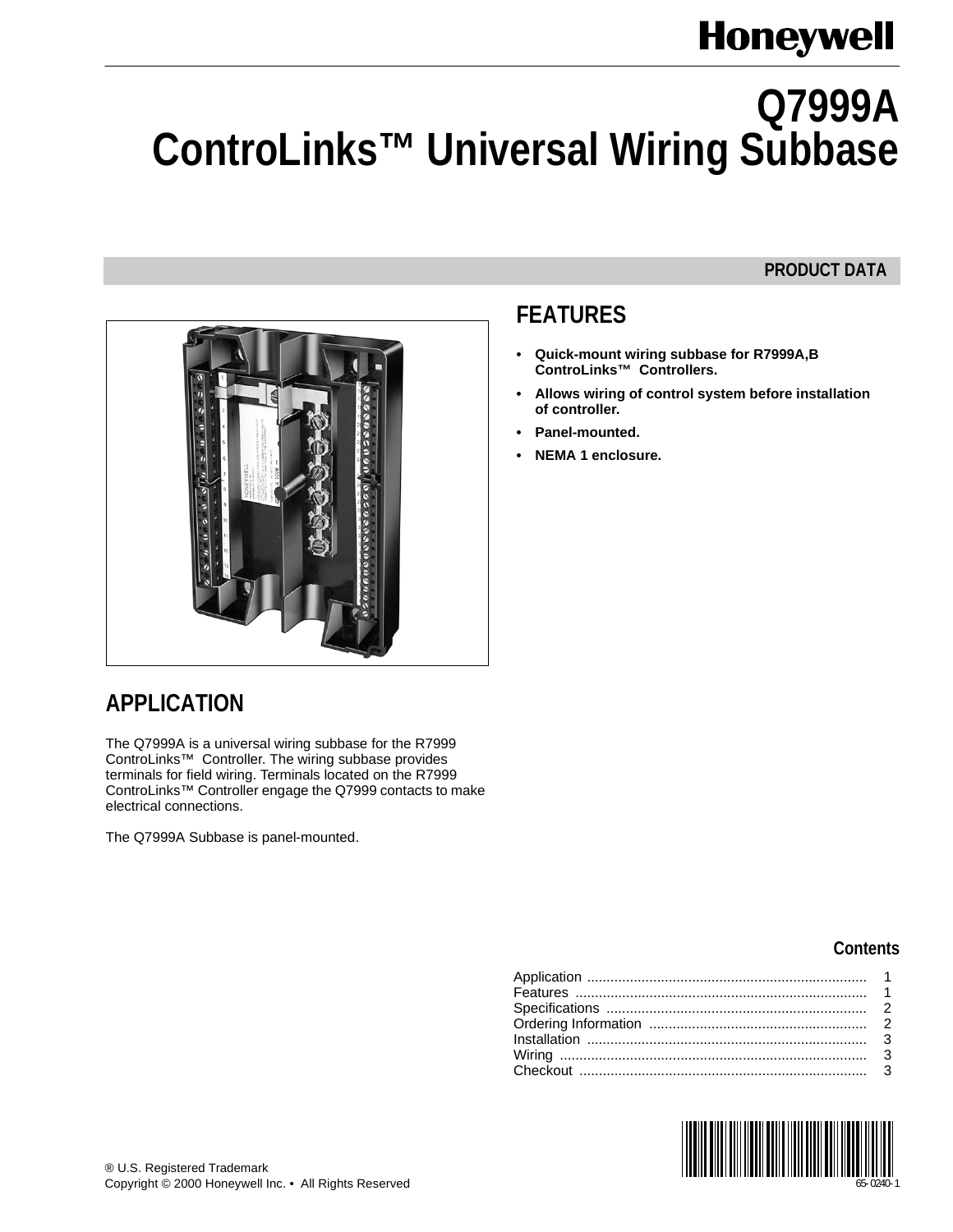Honeywell

# Q7999A ControLinks™ Universal Wiring Subbase

PRODUCT DATA

## FEATURES

- **Quick-mount wiring subbase for R7999A,B ControLinks™ Controllers.**
- **Allows wiring of control system before installation of controller.**
- **Panel-mounted.**
- **NEMA 1 enclosure.**

## APPLICATION

The Q7999A is a universal wiring subbase for the R7999 ControLinks™ Controller. The wiring subbase provides terminals for field wiring. Terminals located on the R7999 ControLinks™ Controller engage the Q7999 contacts to make electrical connections.

The Q7999A Subbase is panel-mounted.

### Contents

| | |
|---|---|
| Application | 1 |
| Features | 1 |
| Specifications | 2 |
| Ordering Information | 2 |
| Installation | 3 |
| Wiring | 3 |
| Checkout | 3 |

® U.S. Registered Trademark
Copyright © 2000 Honeywell Inc. • All Rights Reserved

65-0240-1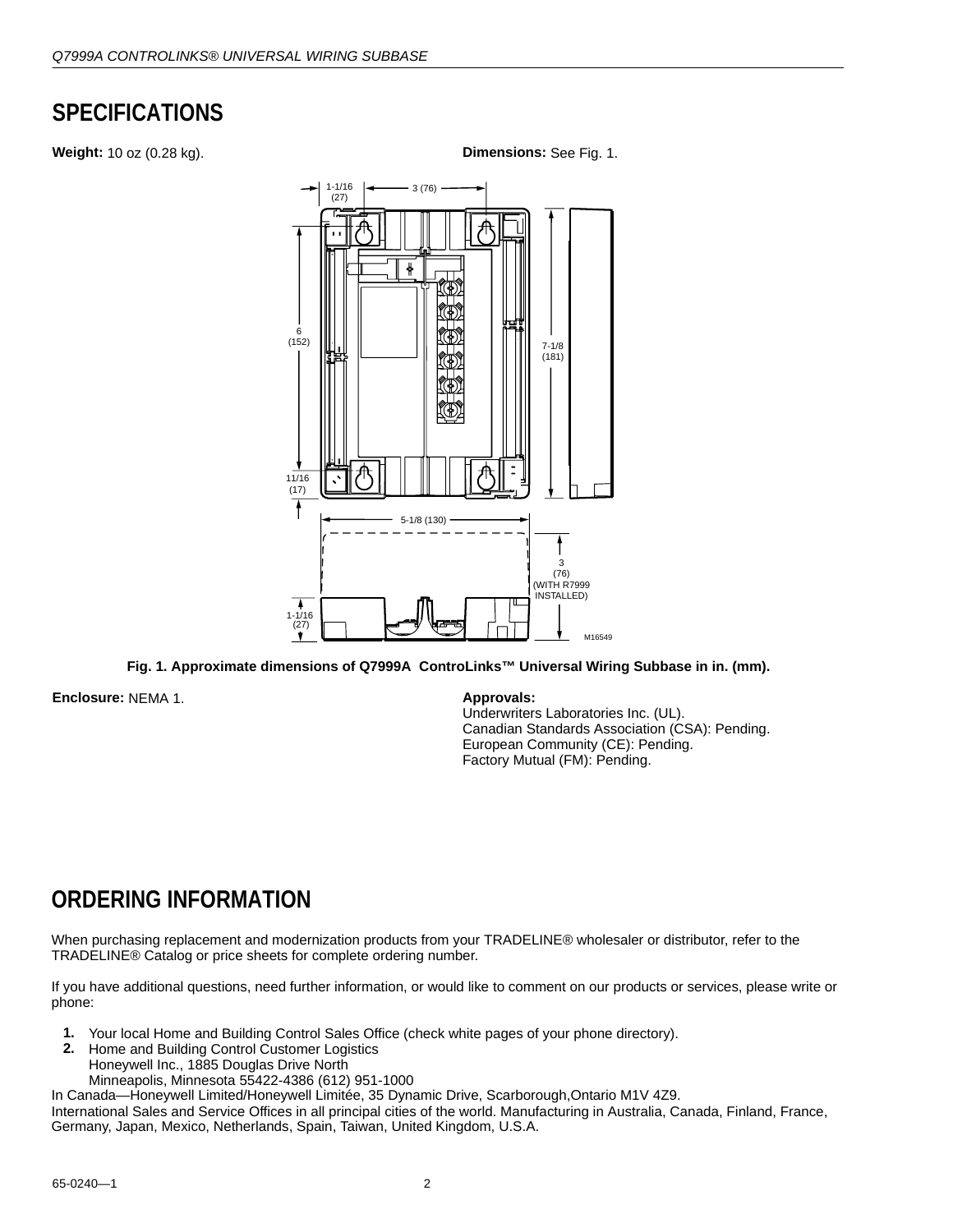## SPECIFICATIONS

**Weight:** 10 oz (0.28 kg).

**Dimensions:** See Fig. 1.

Fig. 1. Approximate dimensions of Q7999A ControLinks™ Universal Wiring Subbase in in. (mm).

**Enclosure:** NEMA 1.

**Approvals:**
Underwriters Laboratories Inc. (UL).
Canadian Standards Association (CSA): Pending.
European Community (CE): Pending.
Factory Mutual (FM): Pending.

## ORDERING INFORMATION

When purchasing replacement and modernization products from your TRADELINE® wholesaler or distributor, refer to the TRADELINE® Catalog or price sheets for complete ordering number.

If you have additional questions, need further information, or would like to comment on our products or services, please write or phone:

1. Your local Home and Building Control Sales Office (check white pages of your phone directory).
2. Home and Building Control Customer Logistics
   Honeywell Inc., 1885 Douglas Drive North
   Minneapolis, Minnesota 55422-4386 (612) 951-1000

In Canada—Honeywell Limited/Honeywell Limitée, 35 Dynamic Drive, Scarborough,Ontario M1V 4Z9.

International Sales and Service Offices in all principal cities of the world. Manufacturing in Australia, Canada, Finland, France, Germany, Japan, Mexico, Netherlands, Spain, Taiwan, United Kingdom, U.S.A.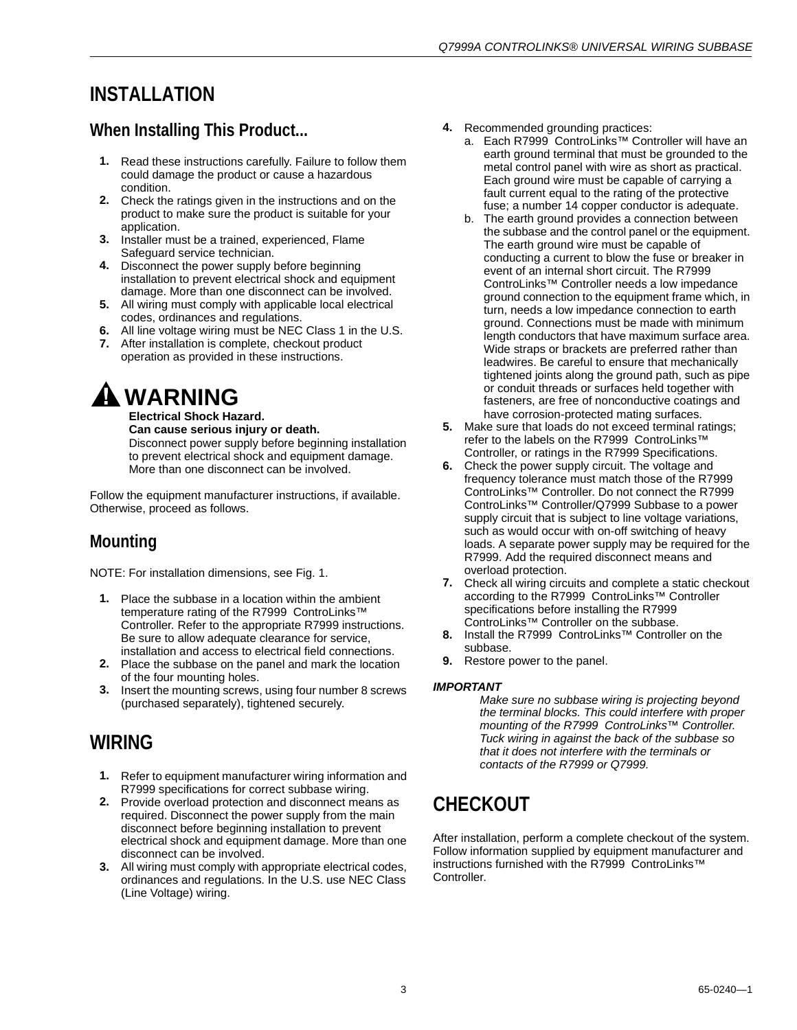# INSTALLATION

## When Installing This Product...

1. Read these instructions carefully. Failure to follow them could damage the product or cause a hazardous condition.
2. Check the ratings given in the instructions and on the product to make sure the product is suitable for your application.
3. Installer must be a trained, experienced, Flame Safeguard service technician.
4. Disconnect the power supply before beginning installation to prevent electrical shock and equipment damage. More than one disconnect can be involved.
5. All wiring must comply with applicable local electrical codes, ordinances and regulations.
6. All line voltage wiring must be NEC Class 1 in the U.S.
7. After installation is complete, checkout product operation as provided in these instructions.

**WARNING**

**Electrical Shock Hazard.**
**Can cause serious injury or death.**
Disconnect power supply before beginning installation to prevent electrical shock and equipment damage. More than one disconnect can be involved.

Follow the equipment manufacturer instructions, if available. Otherwise, proceed as follows.

## Mounting

NOTE: For installation dimensions, see Fig. 1.

1. Place the subbase in a location within the ambient temperature rating of the R7999 ControLinks™ Controller. Refer to the appropriate R7999 instructions. Be sure to allow adequate clearance for service, installation and access to electrical field connections.
2. Place the subbase on the panel and mark the location of the four mounting holes.
3. Insert the mounting screws, using four number 8 screws (purchased separately), tightened securely.

# WIRING

1. Refer to equipment manufacturer wiring information and R7999 specifications for correct subbase wiring.
2. Provide overload protection and disconnect means as required. Disconnect the power supply from the main disconnect before beginning installation to prevent electrical shock and equipment damage. More than one disconnect can be involved.
3. All wiring must comply with appropriate electrical codes, ordinances and regulations. In the U.S. use NEC Class (Line Voltage) wiring.
4. Recommended grounding practices:
   a. Each R7999 ControLinks™ Controller will have an earth ground terminal that must be grounded to the metal control panel with wire as short as practical. Each ground wire must be capable of carrying a fault current equal to the rating of the protective fuse; a number 14 copper conductor is adequate.
   b. The earth ground provides a connection between the subbase and the control panel or the equipment. The earth ground wire must be capable of conducting a current to blow the fuse or breaker in event of an internal short circuit. The R7999 ControLinks™ Controller needs a low impedance ground connection to the equipment frame which, in turn, needs a low impedance connection to earth ground. Connections must be made with minimum length conductors that have maximum surface area. Wide straps or brackets are preferred rather than leadwires. Be careful to ensure that mechanically tightened joints along the ground path, such as pipe or conduit threads or surfaces held together with fasteners, are free of nonconductive coatings and have corrosion-protected mating surfaces.
5. Make sure that loads do not exceed terminal ratings; refer to the labels on the R7999 ControLinks™ Controller, or ratings in the R7999 Specifications.
6. Check the power supply circuit. The voltage and frequency tolerance must match those of the R7999 ControLinks™ Controller. Do not connect the R7999 ControLinks™ Controller/Q7999 Subbase to a power supply circuit that is subject to line voltage variations, such as would occur with on-off switching of heavy loads. A separate power supply may be required for the R7999. Add the required disconnect means and overload protection.
7. Check all wiring circuits and complete a static checkout according to the R7999 ControLinks™ Controller specifications before installing the R7999 ControLinks™ Controller on the subbase.
8. Install the R7999 ControLinks™ Controller on the subbase.
9. Restore power to the panel.

***IMPORTANT***

*Make sure no subbase wiring is projecting beyond the terminal blocks. This could interfere with proper mounting of the R7999 ControLinks™ Controller. Tuck wiring in against the back of the subbase so that it does not interfere with the terminals or contacts of the R7999 or Q7999.*

# CHECKOUT

After installation, perform a complete checkout of the system. Follow information supplied by equipment manufacturer and instructions furnished with the R7999 ControLinks™ Controller.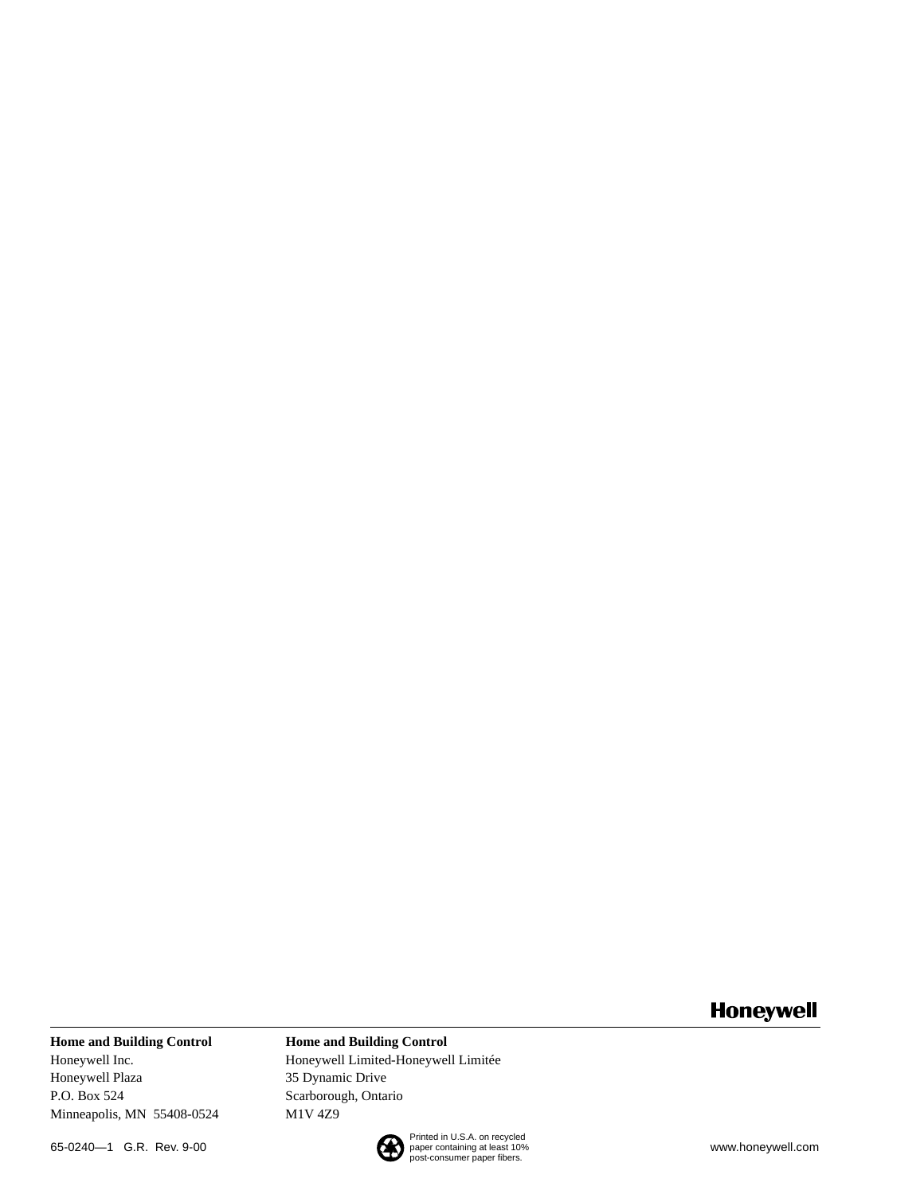Honeywell

**Home and Building Control**
Honeywell Inc.
Honeywell Plaza
P.O. Box 524
Minneapolis, MN 55408-0524

**Home and Building Control**
Honeywell Limited-Honeywell Limitée
35 Dynamic Drive
Scarborough, Ontario
M1V 4Z9

65-0240—1 G.R. Rev. 9-00

Printed in U.S.A. on recycled paper containing at least 10% post-consumer paper fibers.

www.honeywell.com